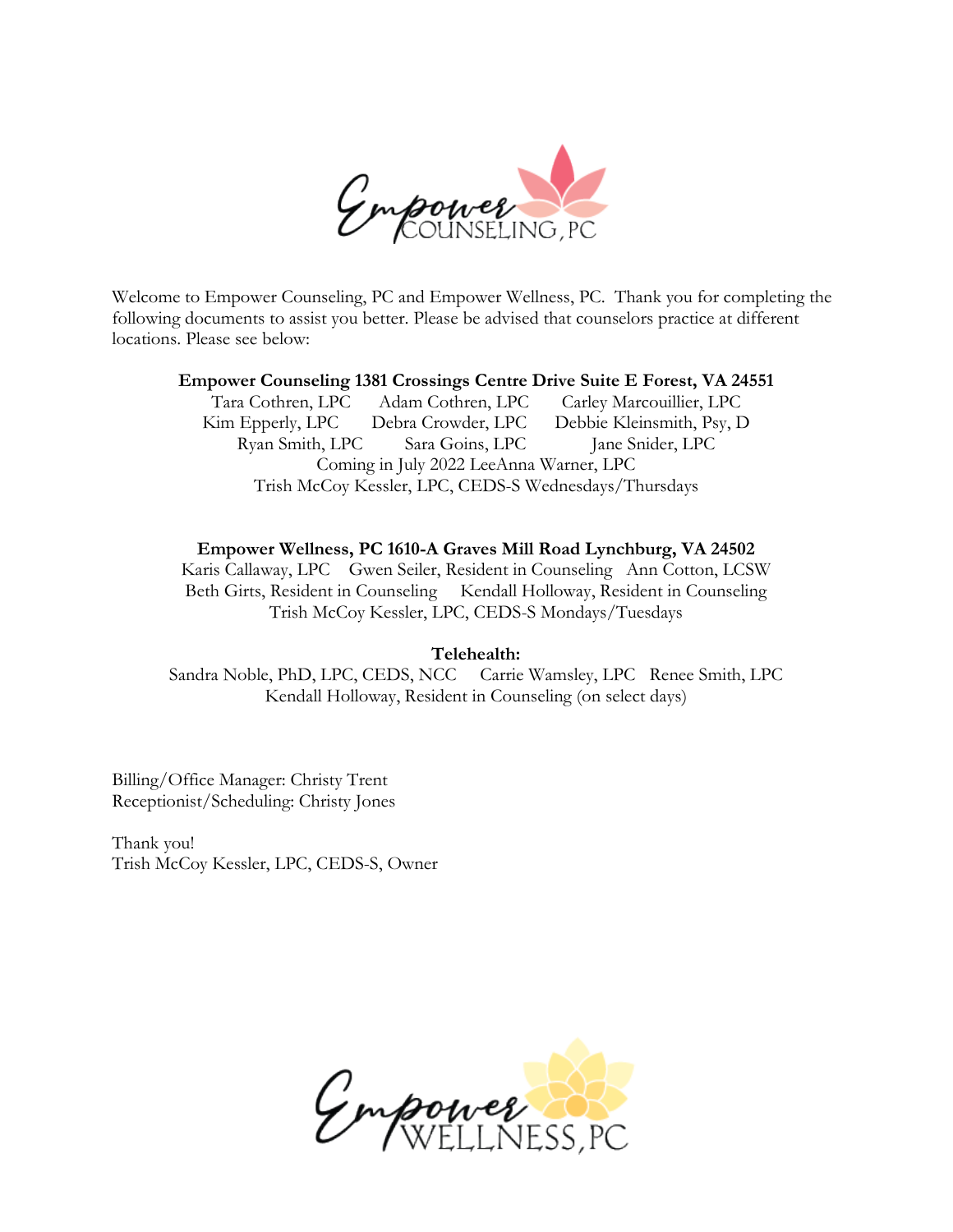Welcome to Empower Counseling, PC and Empower Wellness, PC. Thank you for completing the following documents to assist you better. Please be advised that counselors practice at different locations. Please see below:

**Empower Counseling 1381 Crossings Centre Drive Suite E Forest, VA 24551**

Tara Cothren, LPC  Adam Cothren, LPC  Carley Marcouillier, LPC
Kim Epperly, LPC  Debra Crowder, LPC  Debbie Kleinsmith, Psy, D
Ryan Smith, LPC  Sara Goins, LPC  Jane Snider, LPC
Coming in July 2022 LeeAnna Warner, LPC
Trish McCoy Kessler, LPC, CEDS-S Wednesdays/Thursdays

**Empower Wellness, PC 1610-A Graves Mill Road Lynchburg, VA 24502**

Karis Callaway, LPC  Gwen Seiler, Resident in Counseling  Ann Cotton, LCSW
Beth Girts, Resident in Counseling  Kendall Holloway, Resident in Counseling
Trish McCoy Kessler, LPC, CEDS-S Mondays/Tuesdays

**Telehealth:**

Sandra Noble, PhD, LPC, CEDS, NCC  Carrie Wamsley, LPC  Renee Smith, LPC
Kendall Holloway, Resident in Counseling (on select days)

Billing/Office Manager: Christy Trent
Receptionist/Scheduling: Christy Jones

Thank you!
Trish McCoy Kessler, LPC, CEDS-S, Owner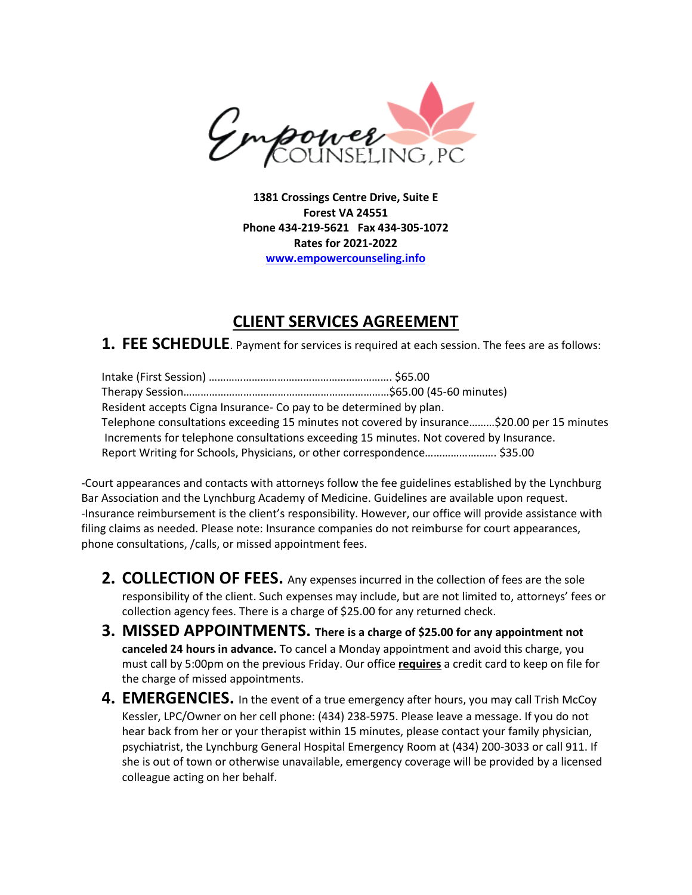Empower Counseling, PC

**1381 Crossings Centre Drive, Suite E**
**Forest VA 24551**
**Phone 434-219-5621 Fax 434-305-1072**
**Rates for 2021-2022**
**[www.empowercounseling.info](http://www.empowercounseling.info)**

# CLIENT SERVICES AGREEMENT

**1. FEE SCHEDULE**. Payment for services is required at each session. The fees are as follows:

Intake (First Session) ………………………………………………………. $65.00
Therapy Session………………………………………………………………$65.00 (45-60 minutes)
Resident accepts Cigna Insurance- Co pay to be determined by plan.
Telephone consultations exceeding 15 minutes not covered by insurance………$20.00 per 15 minutes
Increments for telephone consultations exceeding 15 minutes. Not covered by Insurance.
Report Writing for Schools, Physicians, or other correspondence……………………. $35.00

-Court appearances and contacts with attorneys follow the fee guidelines established by the Lynchburg Bar Association and the Lynchburg Academy of Medicine. Guidelines are available upon request.
-Insurance reimbursement is the client's responsibility. However, our office will provide assistance with filing claims as needed. Please note: Insurance companies do not reimburse for court appearances, phone consultations, /calls, or missed appointment fees.

2. **COLLECTION OF FEES.** Any expenses incurred in the collection of fees are the sole responsibility of the client. Such expenses may include, but are not limited to, attorneys' fees or collection agency fees. There is a charge of $25.00 for any returned check.
3. **MISSED APPOINTMENTS. There is a charge of $25.00 for any appointment not canceled 24 hours in advance.** To cancel a Monday appointment and avoid this charge, you must call by 5:00pm on the previous Friday. Our office **requires** a credit card to keep on file for the charge of missed appointments.
4. **EMERGENCIES.** In the event of a true emergency after hours, you may call Trish McCoy Kessler, LPC/Owner on her cell phone: (434) 238-5975. Please leave a message. If you do not hear back from her or your therapist within 15 minutes, please contact your family physician, psychiatrist, the Lynchburg General Hospital Emergency Room at (434) 200-3033 or call 911. If she is out of town or otherwise unavailable, emergency coverage will be provided by a licensed colleague acting on her behalf.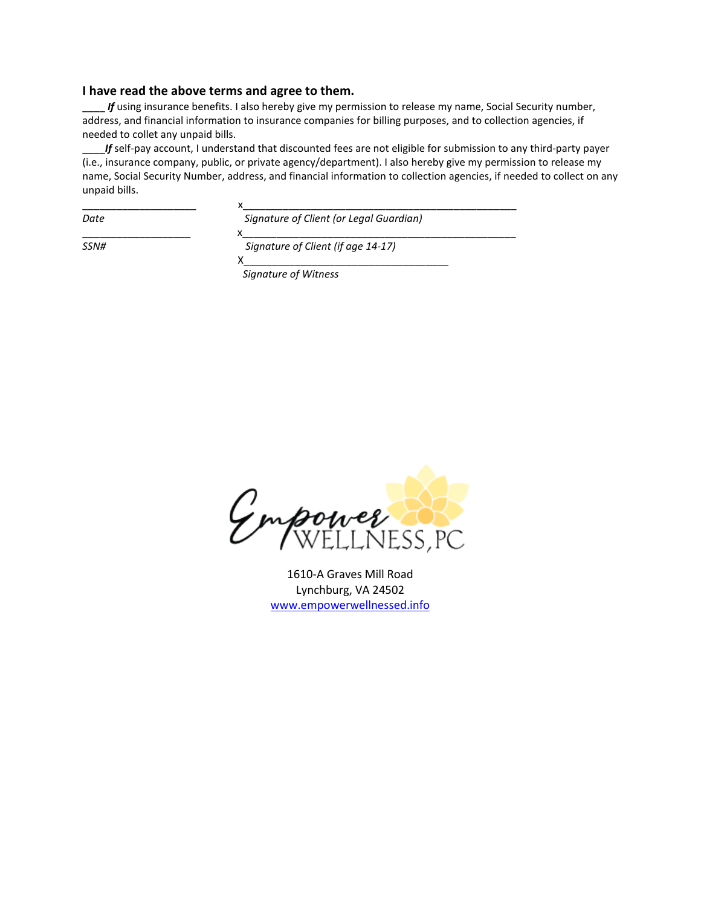### I have read the above terms and agree to them.

____ ***If*** using insurance benefits. I also hereby give my permission to release my name, Social Security number, address, and financial information to insurance companies for billing purposes, and to collection agencies, if needed to collet any unpaid bills.

____***If*** self-pay account, I understand that discounted fees are not eligible for submission to any third-party payer (i.e., insurance company, public, or private agency/department). I also hereby give my permission to release my name, Social Security Number, address, and financial information to collection agencies, if needed to collect on any unpaid bills.

____________________ x__________________________________________________

*Date* *Signature of Client (or Legal Guardian)*

____________________ x__________________________________________________

*SSN#* *Signature of Client (if age 14-17)*

X____________________________________

*Signature of Witness*

Empower WELLNESS, PC

1610-A Graves Mill Road
Lynchburg, VA 24502
www.empowerwellnessed.info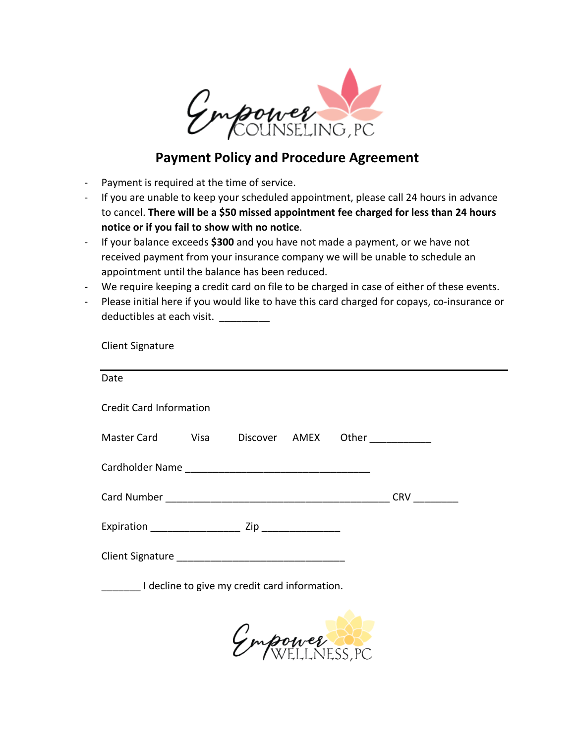Empower COUNSELING, PC

## Payment Policy and Procedure Agreement

- Payment is required at the time of service.
- If you are unable to keep your scheduled appointment, please call 24 hours in advance to cancel. **There will be a $50 missed appointment fee charged for less than 24 hours notice or if you fail to show with no notice**.
- If your balance exceeds **$300** and you have not made a payment, or we have not received payment from your insurance company we will be unable to schedule an appointment until the balance has been reduced.
- We require keeping a credit card on file to be charged in case of either of these events.
- Please initial here if you would like to have this card charged for copays, co-insurance or deductibles at each visit. _________

Client Signature

Date

Credit Card Information

Master Card    Visa    Discover    AMEX    Other ___________

Cardholder Name _________________________________

Card Number _________________________________________ CRV ________

Expiration ________________ Zip ______________

Client Signature ______________________________

_______ I decline to give my credit card information.

Empower WELLNESS, PC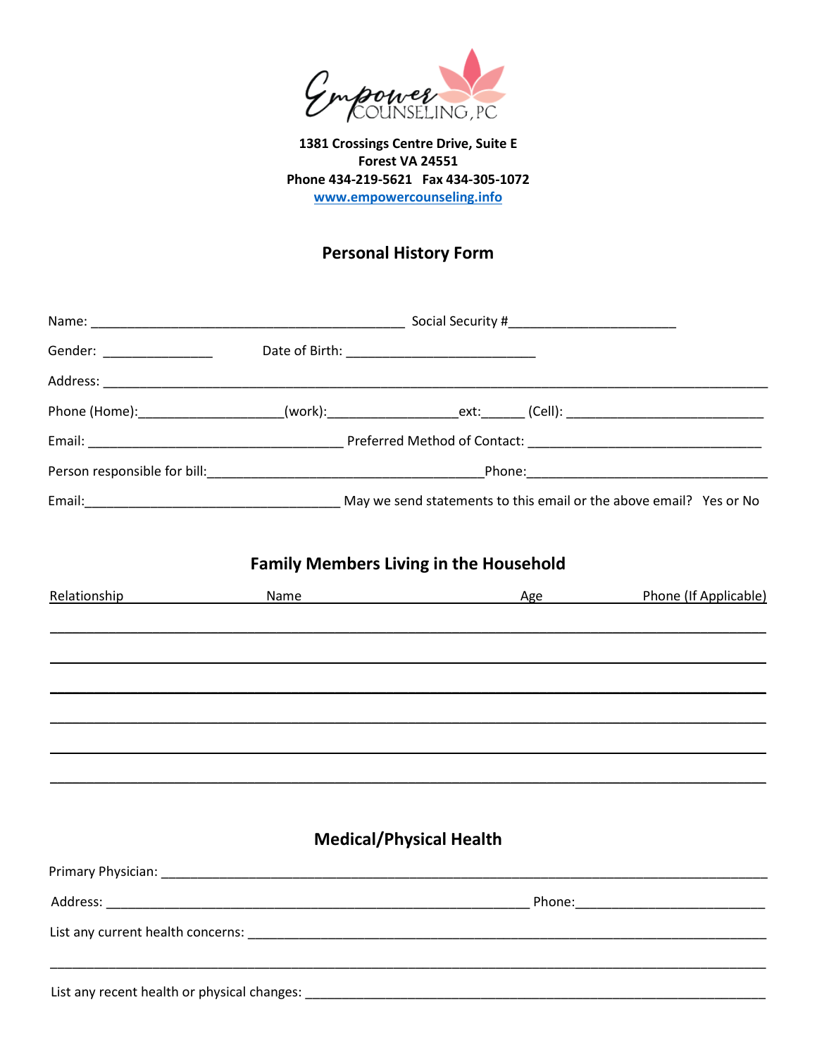Empower COUNSELING, PC

**1381 Crossings Centre Drive, Suite E**
**Forest VA 24551**
**Phone 434-219-5621 Fax 434-305-1072**
**www.empowercounseling.info**

## Personal History Form

Name: ___________________________________________ Social Security #______________________

Gender: ______________ Date of Birth: __________________________

Address: ___________________________________________________________________________________

Phone (Home):___________________(work):_________________ext:______ (Cell): __________________________

Email: ___________________________________ Preferred Method of Contact: ______________________________

Person responsible for bill:______________________________________Phone:________________________________

Email:___________________________________ May we send statements to this email or the above email? Yes or No

## Family Members Living in the Household

| Relationship | Name | Age | Phone (If Applicable) |
|---|---|---|---|
| | | | |
| | | | |
| | | | |
| | | | |
| | | | |
| | | | |

## Medical/Physical Health

Primary Physician: _____________________________________________________________________________

Address: _________________________________________________________ Phone:_________________________

List any current health concerns: __________________________________________________________________

_____________________________________________________________________________________________

List any recent health or physical changes: ___________________________________________________________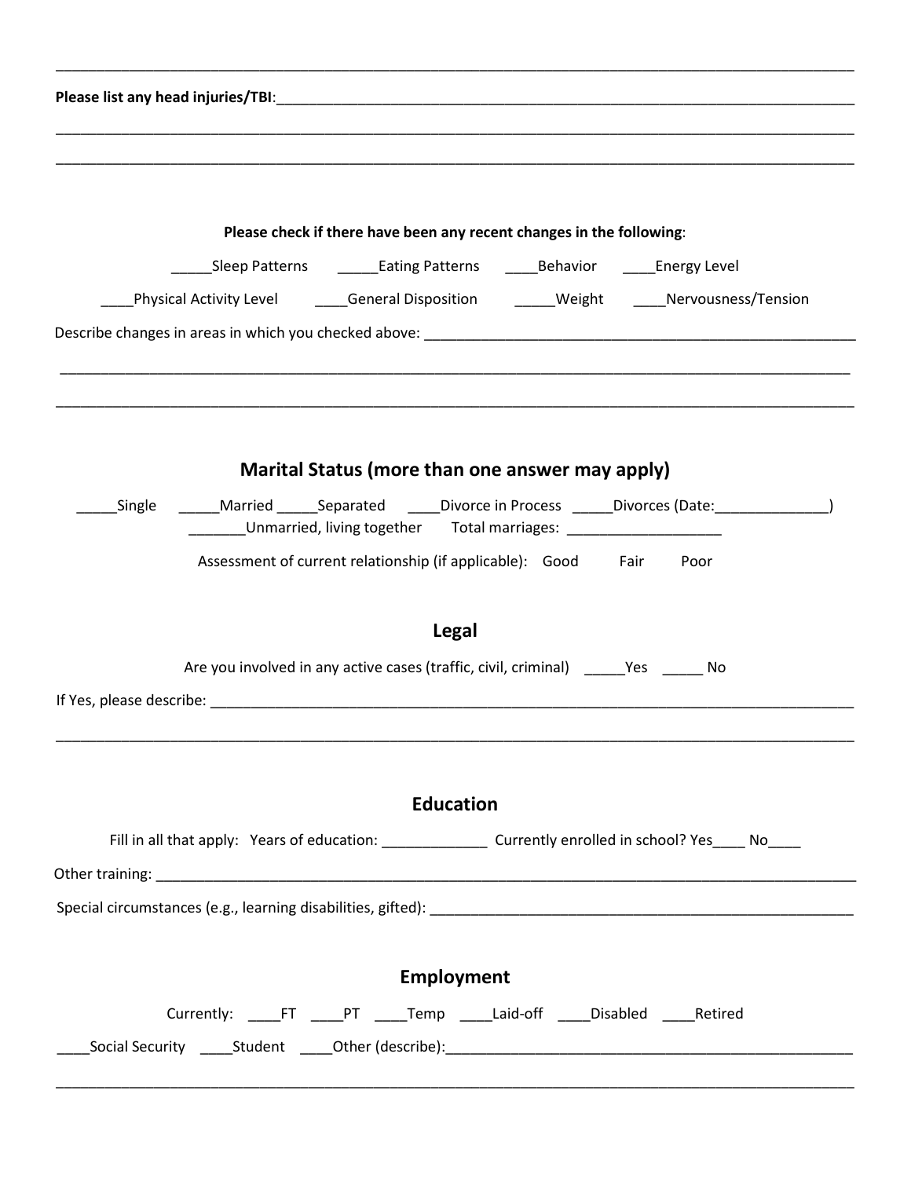___________________________________________________________________________________________

**Please list any head injuries/TBI**:___________________________________________________________________________

___________________________________________________________________________________________

___________________________________________________________________________________________

**Please check if there have been any recent changes in the following**:

_____Sleep Patterns _____Eating Patterns ____Behavior ____Energy Level

____Physical Activity Level ____General Disposition _____Weight ____Nervousness/Tension

Describe changes in areas in which you checked above: _______________________________________________________

___________________________________________________________________________________________

___________________________________________________________________________________________

## Marital Status (more than one answer may apply)

_____Single _____Married _____Separated ____Divorce in Process _____Divorces (Date:______________)

_______Unmarried, living together Total marriages: ___________________

Assessment of current relationship (if applicable): Good Fair Poor

## Legal

Are you involved in any active cases (traffic, civil, criminal) _____Yes _____ No

If Yes, please describe: ___________________________________________________________________________

___________________________________________________________________________________________

## Education

Fill in all that apply: Years of education: _____________ Currently enrolled in school? Yes____ No____

Other training: ___________________________________________________________________________________

Special circumstances (e.g., learning disabilities, gifted): _________________________________________________

## Employment

Currently: ____FT ____PT ____Temp ____Laid-off ____Disabled ____Retired

____Social Security ____Student ____Other (describe):__________________________________________________

___________________________________________________________________________________________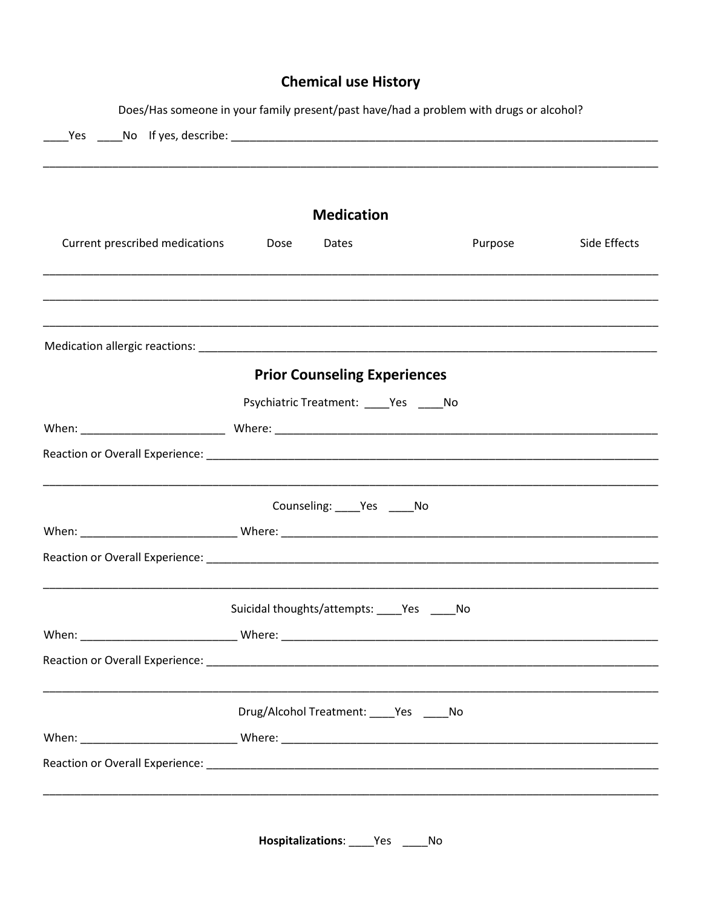## Chemical use History

Does/Has someone in your family present/past have/had a problem with drugs or alcohol?

____Yes ____No If yes, describe: ________________________________________________________________________

____________________________________________________________________________________________

## Medication

| Current prescribed medications | Dose | Dates | Purpose | Side Effects |
|---|---|---|---|---|
| | | | | |
| | | | | |
| | | | | |

Medication allergic reactions: ________________________________________________________________________

## Prior Counseling Experiences

Psychiatric Treatment: ____Yes ____No

When: ______________________ Where: ______________________________________________________________

Reaction or Overall Experience: ______________________________________________________________________

____________________________________________________________________________________________

Counseling: ____Yes ____No

When: ________________________ Where: ____________________________________________________________

Reaction or Overall Experience: ______________________________________________________________________

____________________________________________________________________________________________

Suicidal thoughts/attempts: ____Yes ____No

When: ________________________ Where: ____________________________________________________________

Reaction or Overall Experience: ______________________________________________________________________

____________________________________________________________________________________________

Drug/Alcohol Treatment: ____Yes ____No

When: ________________________ Where: ____________________________________________________________

Reaction or Overall Experience: ______________________________________________________________________

____________________________________________________________________________________________

**Hospitalizations**: ____Yes ____No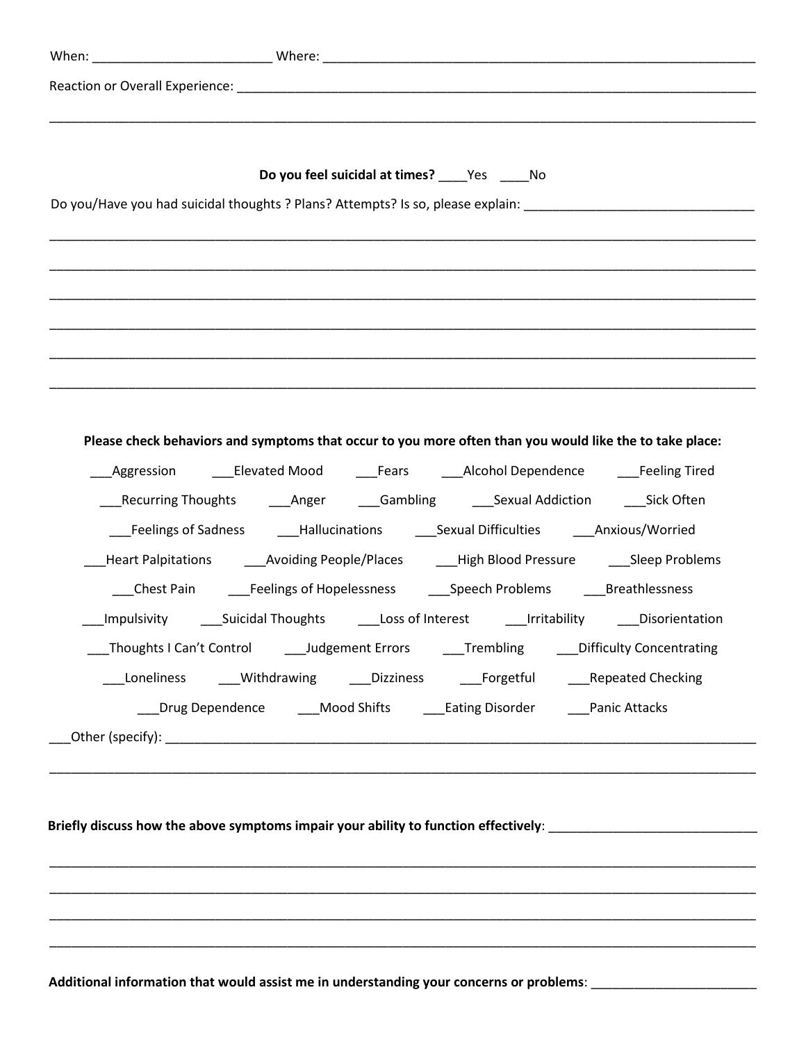When: _________________________ Where: ____________________________________________________________

Reaction or Overall Experience: ___________________________________________________________________________

_____________________________________________________________________________________________________

**Do you feel suicidal at times?** ____Yes ____No

Do you/Have you had suicidal thoughts ? Plans? Attempts? Is so, please explain: _______________________________

_____________________________________________________________________________________________________

_____________________________________________________________________________________________________

_____________________________________________________________________________________________________

_____________________________________________________________________________________________________

_____________________________________________________________________________________________________

_____________________________________________________________________________________________________

**Please check behaviors and symptoms that occur to you more often than you would like the to take place:**

___Aggression ___Elevated Mood ___Fears ___Alcohol Dependence ___Feeling Tired

___Recurring Thoughts ___Anger ___Gambling ___Sexual Addiction ___Sick Often

___Feelings of Sadness ___Hallucinations ___Sexual Difficulties ___Anxious/Worried

___Heart Palpitations ___Avoiding People/Places ___High Blood Pressure ___Sleep Problems

___Chest Pain ___Feelings of Hopelessness ___Speech Problems ___Breathlessness

___Impulsivity ___Suicidal Thoughts ___Loss of Interest ___Irritability ___Disorientation

___Thoughts I Can't Control ___Judgement Errors ___Trembling ___Difficulty Concentrating

___Loneliness ___Withdrawing ___Dizziness ___Forgetful ___Repeated Checking

___Drug Dependence ___Mood Shifts ___Eating Disorder ___Panic Attacks

___Other (specify): _________________________________________________________________________________

_____________________________________________________________________________________________________

**Briefly discuss how the above symptoms impair your ability to function effectively**: ____________________________

_____________________________________________________________________________________________________

_____________________________________________________________________________________________________

_____________________________________________________________________________________________________

_____________________________________________________________________________________________________

**Additional information that would assist me in understanding your concerns or problems**: ______________________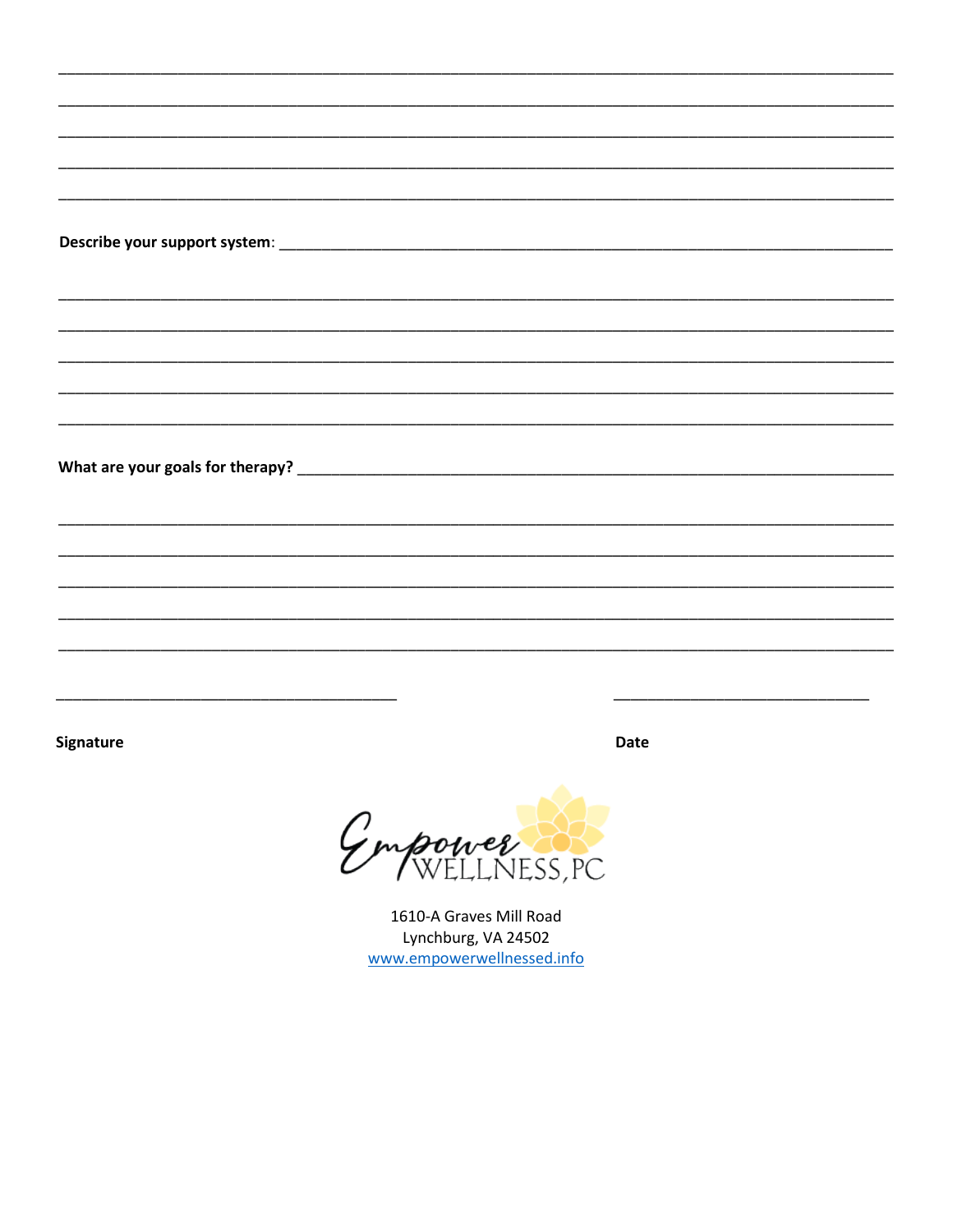_______________________________________________________________________________________

_______________________________________________________________________________________

_______________________________________________________________________________________

_______________________________________________________________________________________

_______________________________________________________________________________________

**Describe your support system**: _____________________________________________________________

_______________________________________________________________________________________

_______________________________________________________________________________________

_______________________________________________________________________________________

_______________________________________________________________________________________

_______________________________________________________________________________________

**What are your goals for therapy?** __________________________________________________________

_______________________________________________________________________________________

_______________________________________________________________________________________

_______________________________________________________________________________________

_______________________________________________________________________________________

_______________________________________________________________________________________

________________________________________ ______________________________

**Signature** **Date**

Empower WELLNESS, PC

1610-A Graves Mill Road
Lynchburg, VA 24502
www.empowerwellnessed.info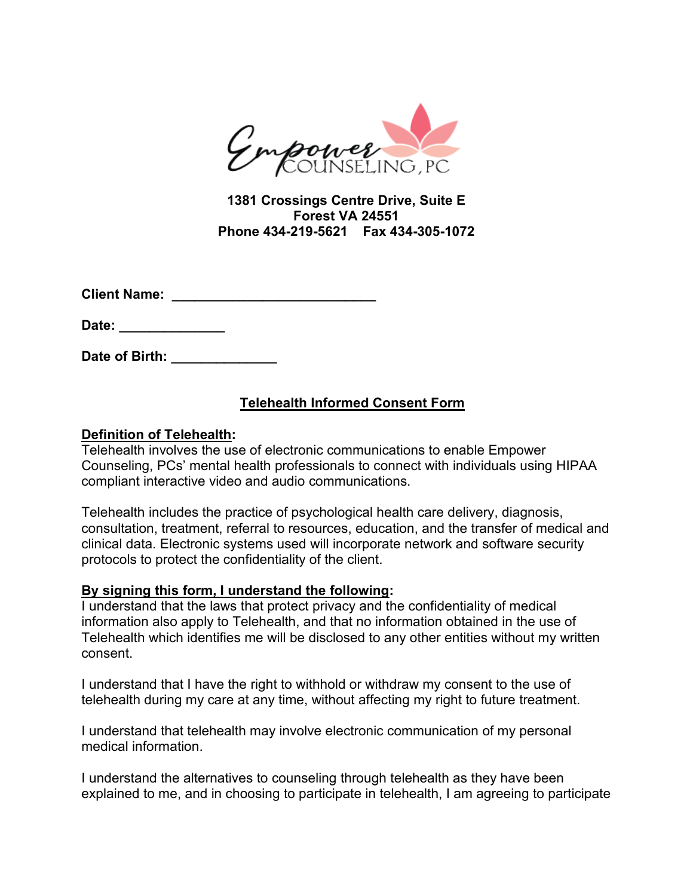Empower COUNSELING, PC

**1381 Crossings Centre Drive, Suite E**
**Forest VA 24551**
**Phone 434-219-5621 Fax 434-305-1072**

**Client Name:** ___________________________

**Date:** ______________

**Date of Birth:** ______________

## Telehealth Informed Consent Form

**Definition of Telehealth:**
Telehealth involves the use of electronic communications to enable Empower Counseling, PCs' mental health professionals to connect with individuals using HIPAA compliant interactive video and audio communications.

Telehealth includes the practice of psychological health care delivery, diagnosis, consultation, treatment, referral to resources, education, and the transfer of medical and clinical data. Electronic systems used will incorporate network and software security protocols to protect the confidentiality of the client.

**By signing this form, I understand the following:**
I understand that the laws that protect privacy and the confidentiality of medical information also apply to Telehealth, and that no information obtained in the use of Telehealth which identifies me will be disclosed to any other entities without my written consent.

I understand that I have the right to withhold or withdraw my consent to the use of telehealth during my care at any time, without affecting my right to future treatment.

I understand that telehealth may involve electronic communication of my personal medical information.

I understand the alternatives to counseling through telehealth as they have been explained to me, and in choosing to participate in telehealth, I am agreeing to participate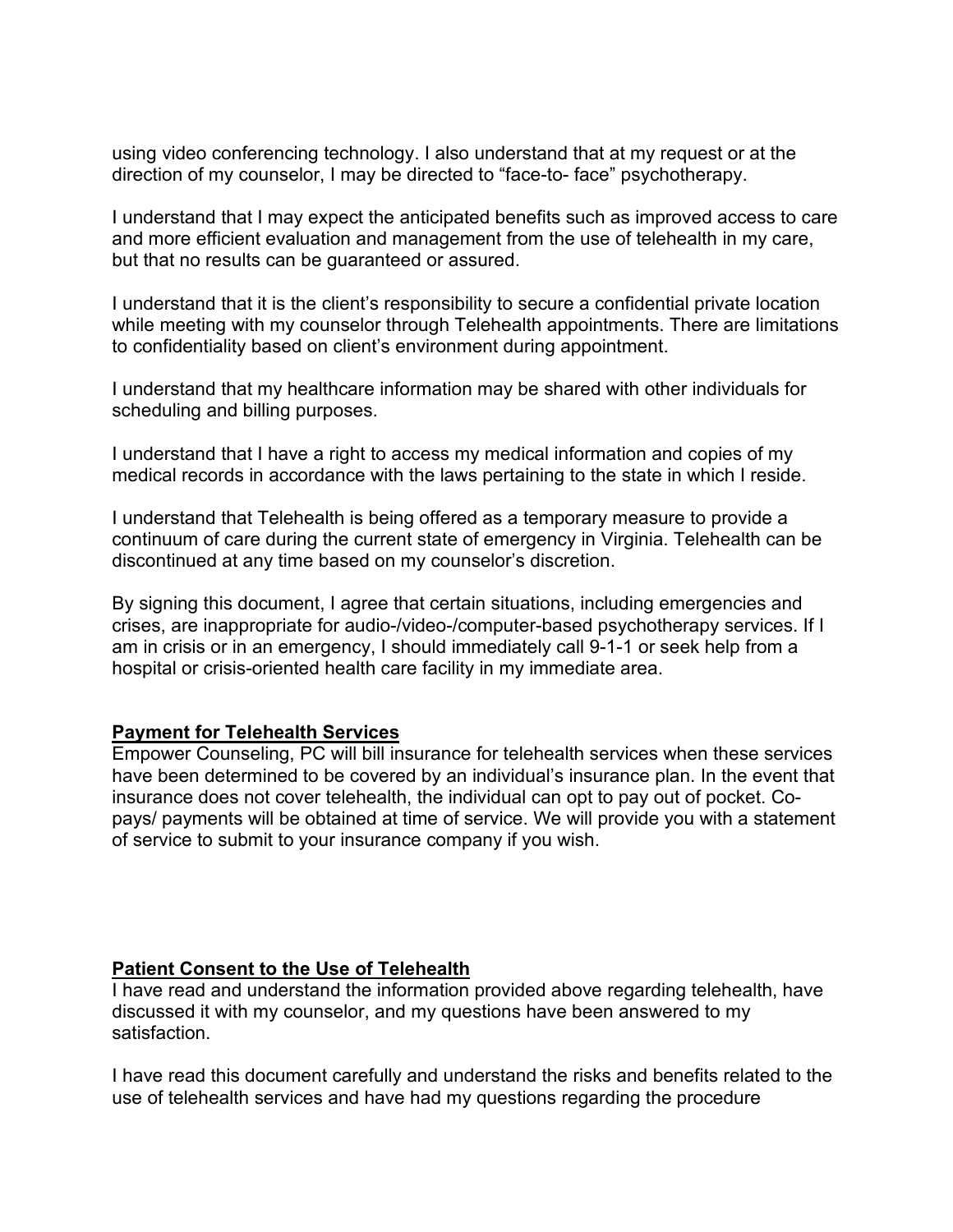using video conferencing technology. I also understand that at my request or at the direction of my counselor, I may be directed to "face-to- face" psychotherapy.

I understand that I may expect the anticipated benefits such as improved access to care and more efficient evaluation and management from the use of telehealth in my care, but that no results can be guaranteed or assured.

I understand that it is the client's responsibility to secure a confidential private location while meeting with my counselor through Telehealth appointments. There are limitations to confidentiality based on client's environment during appointment.

I understand that my healthcare information may be shared with other individuals for scheduling and billing purposes.

I understand that I have a right to access my medical information and copies of my medical records in accordance with the laws pertaining to the state in which I reside.

I understand that Telehealth is being offered as a temporary measure to provide a continuum of care during the current state of emergency in Virginia. Telehealth can be discontinued at any time based on my counselor's discretion.

By signing this document, I agree that certain situations, including emergencies and crises, are inappropriate for audio-/video-/computer-based psychotherapy services. If I am in crisis or in an emergency, I should immediately call 9-1-1 or seek help from a hospital or crisis-oriented health care facility in my immediate area.

## Payment for Telehealth Services

Empower Counseling, PC will bill insurance for telehealth services when these services have been determined to be covered by an individual's insurance plan. In the event that insurance does not cover telehealth, the individual can opt to pay out of pocket. Co-pays/ payments will be obtained at time of service. We will provide you with a statement of service to submit to your insurance company if you wish.

## Patient Consent to the Use of Telehealth

I have read and understand the information provided above regarding telehealth, have discussed it with my counselor, and my questions have been answered to my satisfaction.

I have read this document carefully and understand the risks and benefits related to the use of telehealth services and have had my questions regarding the procedure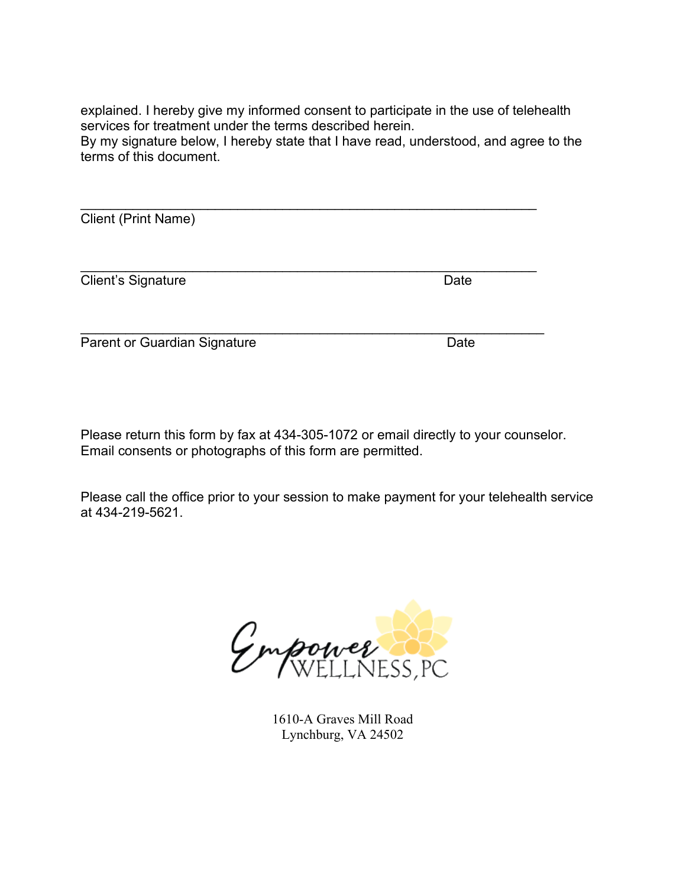explained. I hereby give my informed consent to participate in the use of telehealth services for treatment under the terms described herein.
By my signature below, I hereby state that I have read, understood, and agree to the terms of this document.

\_\_\_\_\_\_\_\_\_\_\_\_\_\_\_\_\_\_\_\_\_\_\_\_\_\_\_\_\_\_\_\_\_\_\_\_\_\_\_\_\_\_\_\_\_\_\_\_\_\_\_\_\_\_

Client (Print Name)

\_\_\_\_\_\_\_\_\_\_\_\_\_\_\_\_\_\_\_\_\_\_\_\_\_\_\_\_\_\_\_\_\_\_\_\_\_\_\_\_\_\_\_\_\_\_\_\_\_\_\_\_\_\_

Client's Signature Date

\_\_\_\_\_\_\_\_\_\_\_\_\_\_\_\_\_\_\_\_\_\_\_\_\_\_\_\_\_\_\_\_\_\_\_\_\_\_\_\_\_\_\_\_\_\_\_\_\_\_\_\_\_\_

Parent or Guardian Signature Date

Please return this form by fax at 434-305-1072 or email directly to your counselor. Email consents or photographs of this form are permitted.

Please call the office prior to your session to make payment for your telehealth service at 434-219-5621.

Empower WELLNESS, PC

1610-A Graves Mill Road
Lynchburg, VA 24502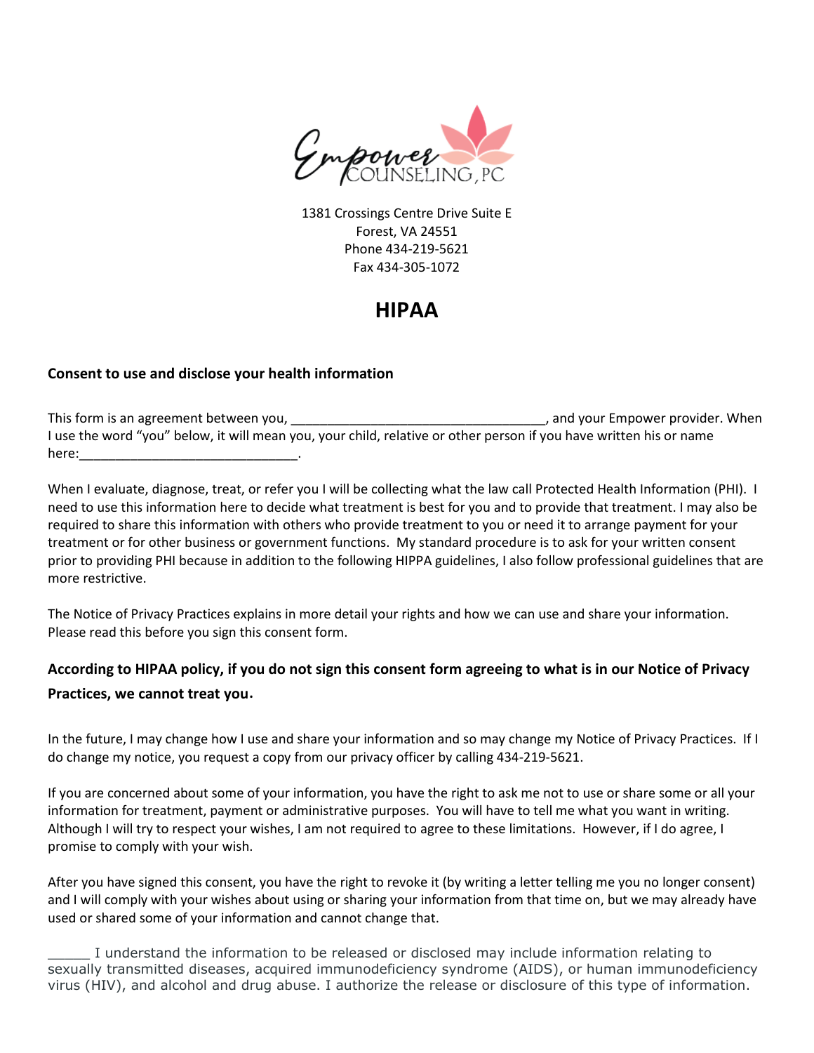Empower COUNSELING, PC

1381 Crossings Centre Drive Suite E
Forest, VA 24551
Phone 434-219-5621
Fax 434-305-1072

# HIPAA

### Consent to use and disclose your health information

This form is an agreement between you, ___________________________________, and your Empower provider. When I use the word "you" below, it will mean you, your child, relative or other person if you have written his or name here:_____________________________.

When I evaluate, diagnose, treat, or refer you I will be collecting what the law call Protected Health Information (PHI). I need to use this information here to decide what treatment is best for you and to provide that treatment. I may also be required to share this information with others who provide treatment to you or need it to arrange payment for your treatment or for other business or government functions. My standard procedure is to ask for your written consent prior to providing PHI because in addition to the following HIPPA guidelines, I also follow professional guidelines that are more restrictive.

The Notice of Privacy Practices explains in more detail your rights and how we can use and share your information. Please read this before you sign this consent form.

**According to HIPAA policy, if you do not sign this consent form agreeing to what is in our Notice of Privacy Practices, we cannot treat you.**

In the future, I may change how I use and share your information and so may change my Notice of Privacy Practices. If I do change my notice, you request a copy from our privacy officer by calling 434-219-5621.

If you are concerned about some of your information, you have the right to ask me not to use or share some or all your information for treatment, payment or administrative purposes. You will have to tell me what you want in writing. Although I will try to respect your wishes, I am not required to agree to these limitations. However, if I do agree, I promise to comply with your wish.

After you have signed this consent, you have the right to revoke it (by writing a letter telling me you no longer consent) and I will comply with your wishes about using or sharing your information from that time on, but we may already have used or shared some of your information and cannot change that.

_____ I understand the information to be released or disclosed may include information relating to sexually transmitted diseases, acquired immunodeficiency syndrome (AIDS), or human immunodeficiency virus (HIV), and alcohol and drug abuse. I authorize the release or disclosure of this type of information.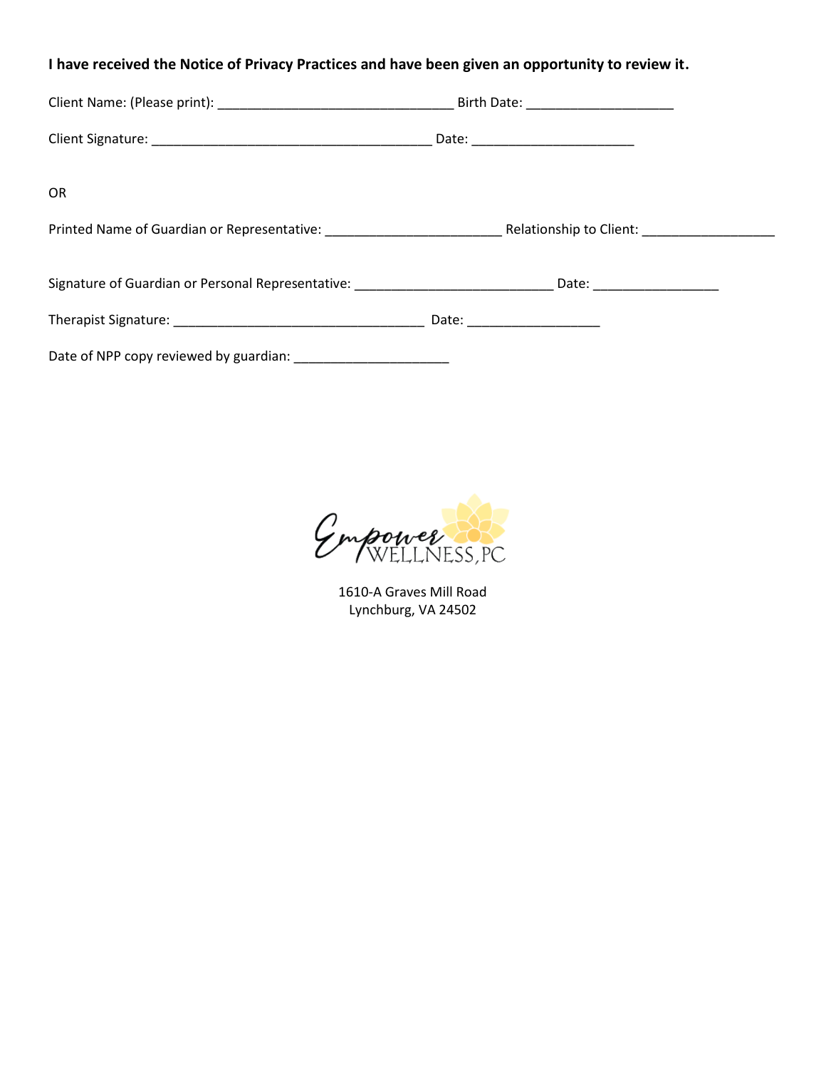**I have received the Notice of Privacy Practices and have been given an opportunity to review it.**

Client Name: (Please print): ________________________________ Birth Date: ____________________

Client Signature: ______________________________________ Date: ______________________

OR

Printed Name of Guardian or Representative: ________________________ Relationship to Client: __________________

Signature of Guardian or Personal Representative: ___________________________ Date: _________________

Therapist Signature: __________________________________ Date: __________________

Date of NPP copy reviewed by guardian: _____________________

Empower Wellness, PC

1610-A Graves Mill Road
Lynchburg, VA 24502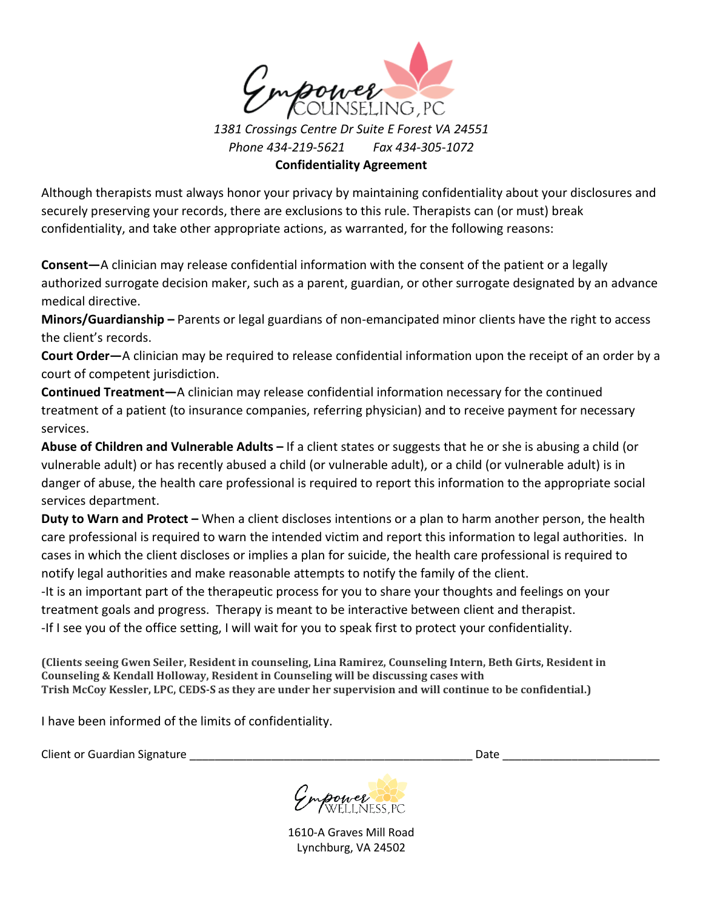Empower Counseling, PC

*1381 Crossings Centre Dr Suite E Forest VA 24551*

*Phone 434-219-5621 Fax 434-305-1072*

**Confidentiality Agreement**

Although therapists must always honor your privacy by maintaining confidentiality about your disclosures and securely preserving your records, there are exclusions to this rule. Therapists can (or must) break confidentiality, and take other appropriate actions, as warranted, for the following reasons:

**Consent—**A clinician may release confidential information with the consent of the patient or a legally authorized surrogate decision maker, such as a parent, guardian, or other surrogate designated by an advance medical directive.

**Minors/Guardianship –** Parents or legal guardians of non-emancipated minor clients have the right to access the client's records.

**Court Order—**A clinician may be required to release confidential information upon the receipt of an order by a court of competent jurisdiction.

**Continued Treatment—**A clinician may release confidential information necessary for the continued treatment of a patient (to insurance companies, referring physician) and to receive payment for necessary services.

**Abuse of Children and Vulnerable Adults –** If a client states or suggests that he or she is abusing a child (or vulnerable adult) or has recently abused a child (or vulnerable adult), or a child (or vulnerable adult) is in danger of abuse, the health care professional is required to report this information to the appropriate social services department.

**Duty to Warn and Protect –** When a client discloses intentions or a plan to harm another person, the health care professional is required to warn the intended victim and report this information to legal authorities. In cases in which the client discloses or implies a plan for suicide, the health care professional is required to notify legal authorities and make reasonable attempts to notify the family of the client.

-It is an important part of the therapeutic process for you to share your thoughts and feelings on your treatment goals and progress. Therapy is meant to be interactive between client and therapist.

-If I see you of the office setting, I will wait for you to speak first to protect your confidentiality.

**(Clients seeing Gwen Seiler, Resident in counseling, Lina Ramirez, Counseling Intern, Beth Girts, Resident in Counseling & Kendall Holloway, Resident in Counseling will be discussing cases with Trish McCoy Kessler, LPC, CEDS-S as they are under her supervision and will continue to be confidential.)**

I have been informed of the limits of confidentiality.

Client or Guardian Signature _______________________________________________ Date __________________________

Empower Wellness, PC

1610-A Graves Mill Road
Lynchburg, VA 24502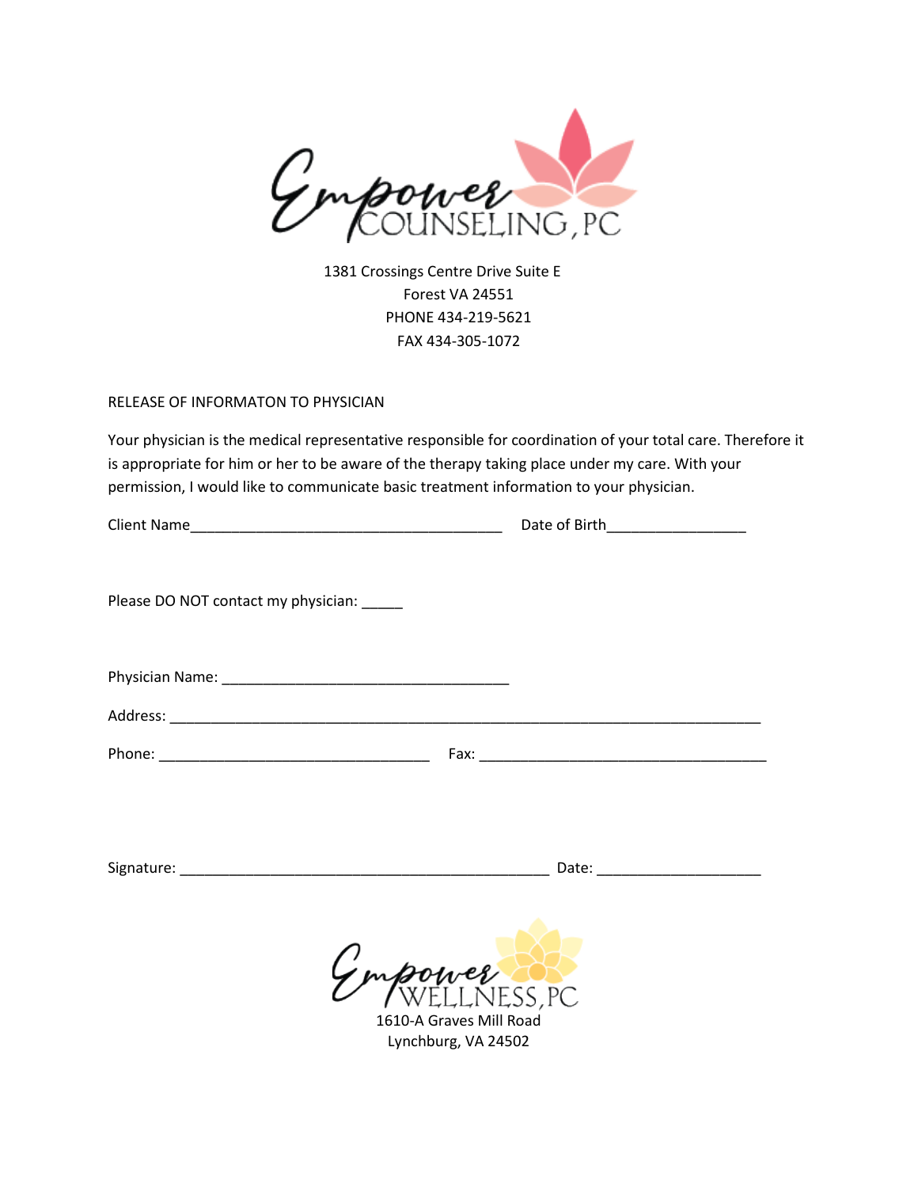Empower COUNSELING, PC

1381 Crossings Centre Drive Suite E
Forest VA 24551
PHONE 434-219-5621
FAX 434-305-1072

RELEASE OF INFORMATON TO PHYSICIAN

Your physician is the medical representative responsible for coordination of your total care. Therefore it is appropriate for him or her to be aware of the therapy taking place under my care. With your permission, I would like to communicate basic treatment information to your physician.

Client Name______________________________________ Date of Birth_________________

Please DO NOT contact my physician: _____

Physician Name: ___________________________________

Address: __________________________________________________________________________

Phone: _________________________________ Fax: ___________________________________

Signature: _____________________________________________ Date: ____________________

Empower WELLNESS, PC
1610-A Graves Mill Road
Lynchburg, VA 24502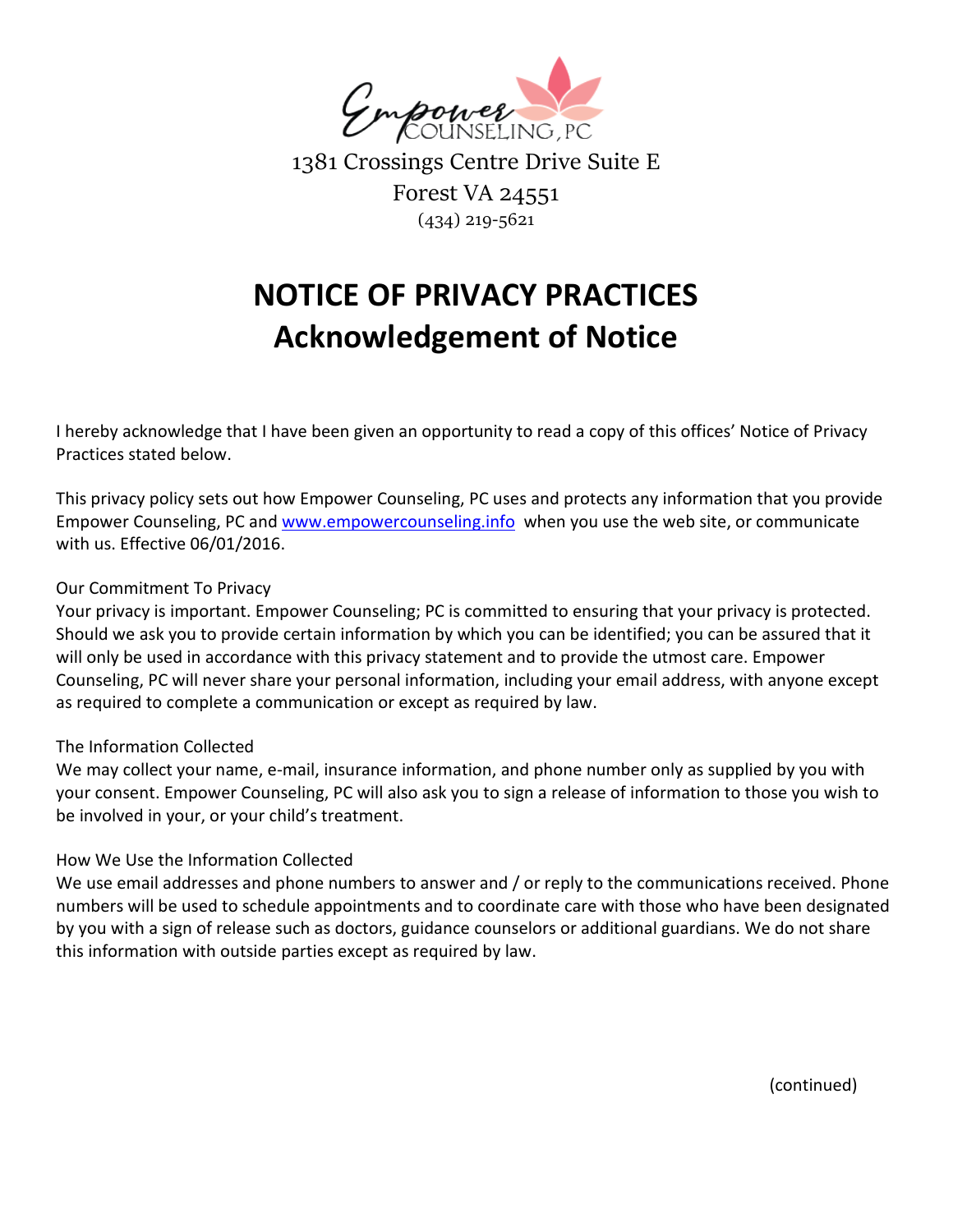Empower Counseling, PC

1381 Crossings Centre Drive Suite E

Forest VA 24551

(434) 219-5621

# NOTICE OF PRIVACY PRACTICES
# Acknowledgement of Notice

I hereby acknowledge that I have been given an opportunity to read a copy of this offices' Notice of Privacy Practices stated below.

This privacy policy sets out how Empower Counseling, PC uses and protects any information that you provide Empower Counseling, PC and www.empowercounseling.info when you use the web site, or communicate with us. Effective 06/01/2016.

Our Commitment To Privacy

Your privacy is important. Empower Counseling; PC is committed to ensuring that your privacy is protected. Should we ask you to provide certain information by which you can be identified; you can be assured that it will only be used in accordance with this privacy statement and to provide the utmost care. Empower Counseling, PC will never share your personal information, including your email address, with anyone except as required to complete a communication or except as required by law.

The Information Collected

We may collect your name, e-mail, insurance information, and phone number only as supplied by you with your consent. Empower Counseling, PC will also ask you to sign a release of information to those you wish to be involved in your, or your child's treatment.

How We Use the Information Collected

We use email addresses and phone numbers to answer and / or reply to the communications received. Phone numbers will be used to schedule appointments and to coordinate care with those who have been designated by you with a sign of release such as doctors, guidance counselors or additional guardians. We do not share this information with outside parties except as required by law.

(continued)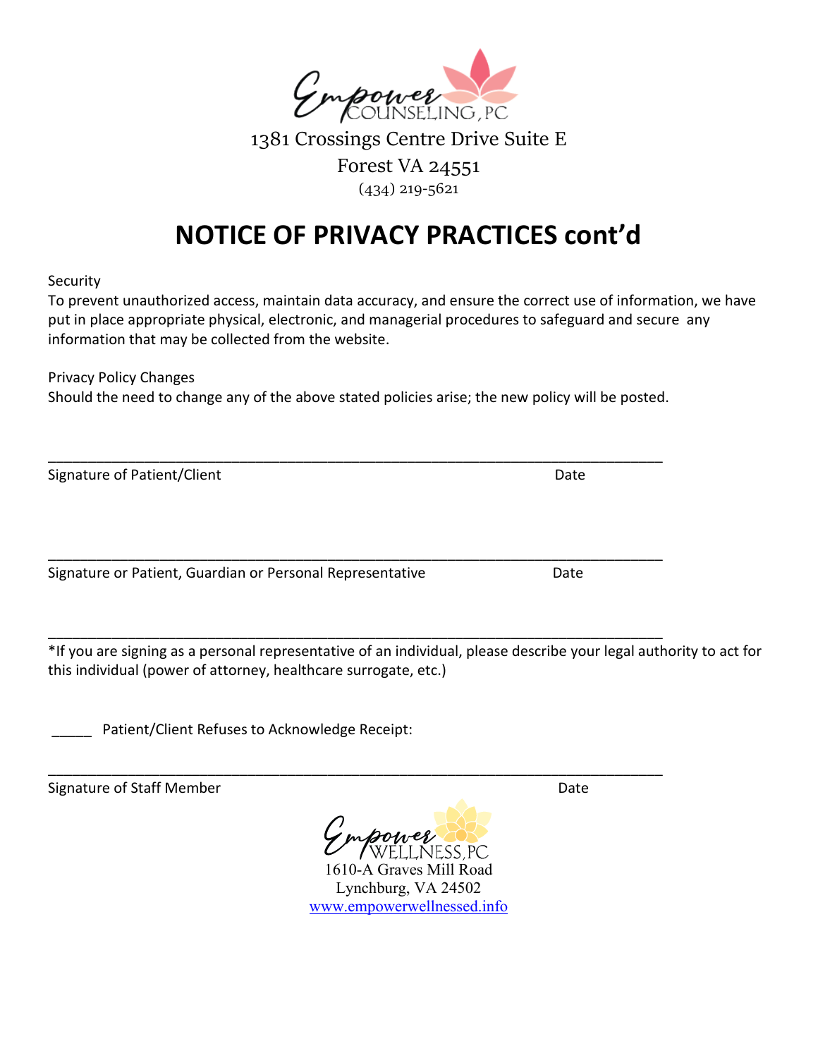Empower Counseling, PC

1381 Crossings Centre Drive Suite E

Forest VA 24551

(434) 219-5621

# NOTICE OF PRIVACY PRACTICES cont'd

Security

To prevent unauthorized access, maintain data accuracy, and ensure the correct use of information, we have put in place appropriate physical, electronic, and managerial procedures to safeguard and secure any information that may be collected from the website.

Privacy Policy Changes

Should the need to change any of the above stated policies arise; the new policy will be posted.

_____________________________________________________________________________

Signature of Patient/Client Date

_____________________________________________________________________________

Signature or Patient, Guardian or Personal Representative Date

_____________________________________________________________________________

*If you are signing as a personal representative of an individual, please describe your legal authority to act for this individual (power of attorney, healthcare surrogate, etc.)

_____ Patient/Client Refuses to Acknowledge Receipt:

_____________________________________________________________________________

Signature of Staff Member Date

Empower Wellness, PC

1610-A Graves Mill Road

Lynchburg, VA 24502

www.empowerwellnessed.info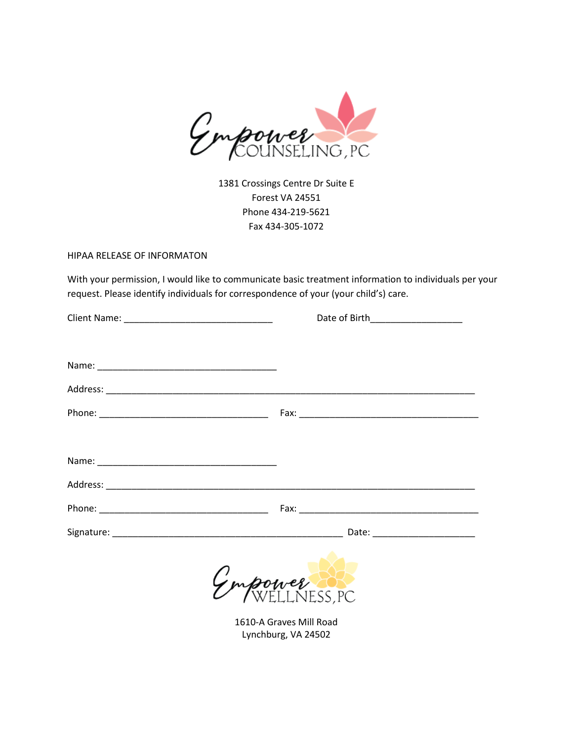Empower COUNSELING, PC

1381 Crossings Centre Dr Suite E
Forest VA 24551
Phone 434-219-5621
Fax 434-305-1072

HIPAA RELEASE OF INFORMATON

With your permission, I would like to communicate basic treatment information to individuals per your request. Please identify individuals for correspondence of your (your child's) care.

Client Name: ______________________________ Date of Birth__________________

Name: ____________________________________

Address: ___________________________________________________________________________

Phone: __________________________________ Fax: ____________________________________

Name: ____________________________________

Address: ___________________________________________________________________________

Phone: __________________________________ Fax: ____________________________________

Signature: _______________________________________________ Date: ____________________

Empower WELLNESS, PC

1610-A Graves Mill Road
Lynchburg, VA 24502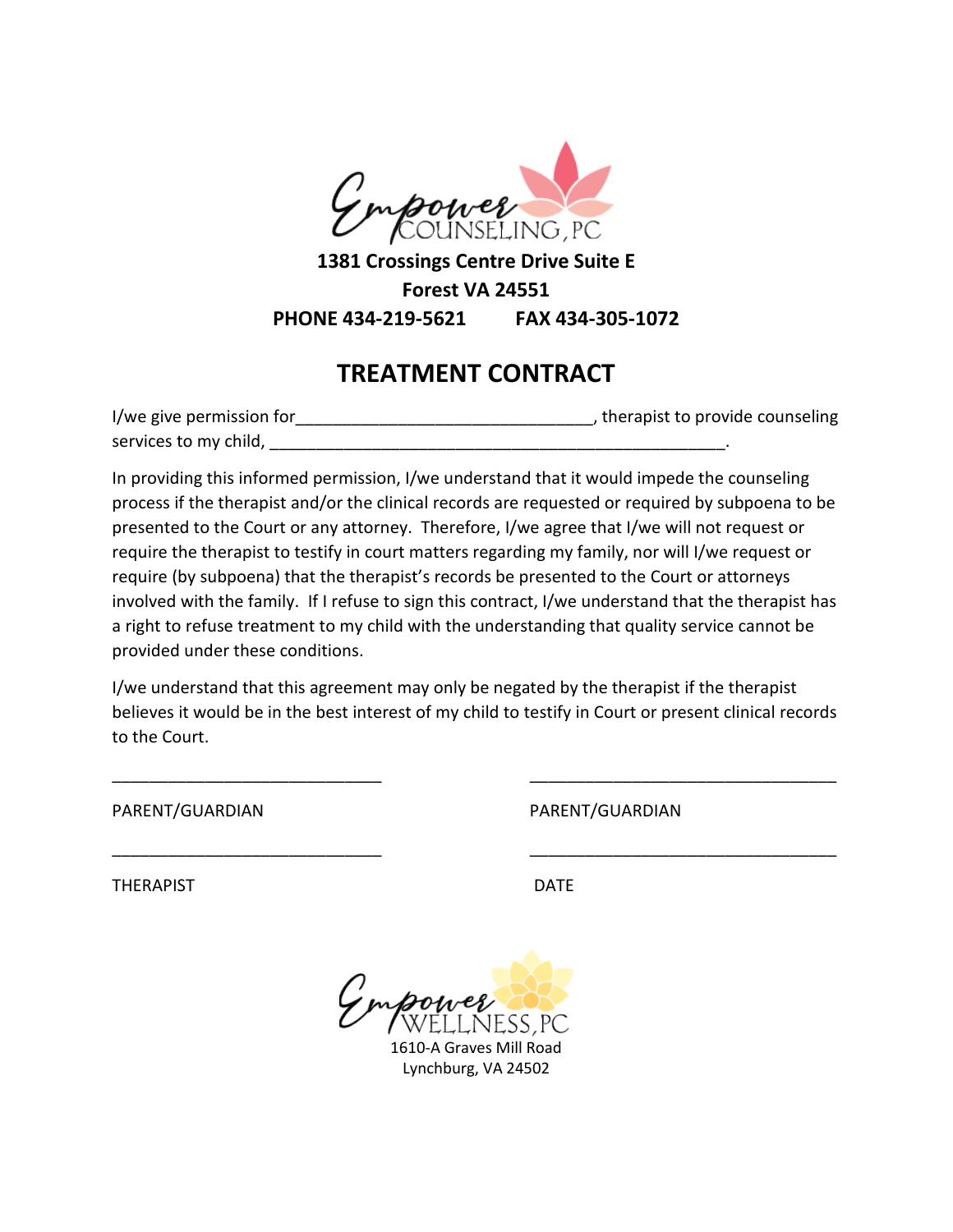Empower COUNSELING, PC

**1381 Crossings Centre Drive Suite E**

**Forest VA 24551**

**PHONE 434-219-5621 FAX 434-305-1072**

# TREATMENT CONTRACT

I/we give permission for________________________________, therapist to provide counseling services to my child, __________________________________________________.

In providing this informed permission, I/we understand that it would impede the counseling process if the therapist and/or the clinical records are requested or required by subpoena to be presented to the Court or any attorney. Therefore, I/we agree that I/we will not request or require the therapist to testify in court matters regarding my family, nor will I/we request or require (by subpoena) that the therapist's records be presented to the Court or attorneys involved with the family. If I refuse to sign this contract, I/we understand that the therapist has a right to refuse treatment to my child with the understanding that quality service cannot be provided under these conditions.

I/we understand that this agreement may only be negated by the therapist if the therapist believes it would be in the best interest of my child to testify in Court or present clinical records to the Court.

_____________________________ _________________________________

PARENT/GUARDIAN PARENT/GUARDIAN

_____________________________ _________________________________

THERAPIST DATE

Empower WELLNESS, PC

1610-A Graves Mill Road

Lynchburg, VA 24502